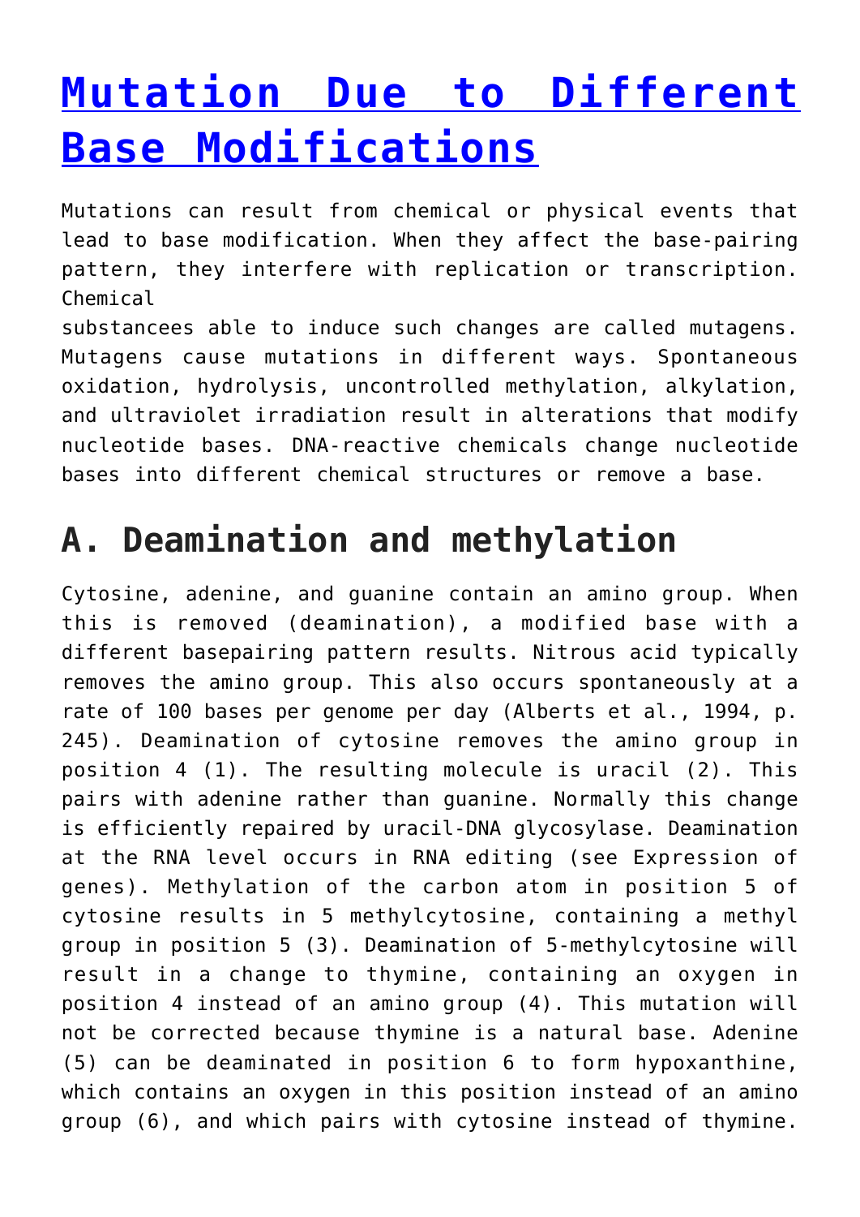# [Mutation Due to Different Base Modifications]

Mutations can result from chemical or physical events that lead to base modification. When they affect the base-pairing pattern, they interfere with replication or transcription. Chemical substancees able to induce such changes are called mutagens. Mutagens cause mutations in different ways. Spontaneous oxidation, hydrolysis, uncontrolled methylation, alkylation, and ultraviolet irradiation result in alterations that modify nucleotide bases. DNA-reactive chemicals change nucleotide bases into different chemical structures or remove a base.

## A. Deamination and methylation

Cytosine, adenine, and guanine contain an amino group. When this is removed (deamination), a modified base with a different basepairing pattern results. Nitrous acid typically removes the amino group. This also occurs spontaneously at a rate of 100 bases per genome per day (Alberts et al., 1994, p. 245). Deamination of cytosine removes the amino group in position 4 (1). The resulting molecule is uracil (2). This pairs with adenine rather than guanine. Normally this change is efficiently repaired by uracil-DNA glycosylase. Deamination at the RNA level occurs in RNA editing (see Expression of genes). Methylation of the carbon atom in position 5 of cytosine results in 5 methylcytosine, containing a methyl group in position 5 (3). Deamination of 5-methylcytosine will result in a change to thymine, containing an oxygen in position 4 instead of an amino group (4). This mutation will not be corrected because thymine is a natural base. Adenine (5) can be deaminated in position 6 to form hypoxanthine, which contains an oxygen in this position instead of an amino group (6), and which pairs with cytosine instead of thymine.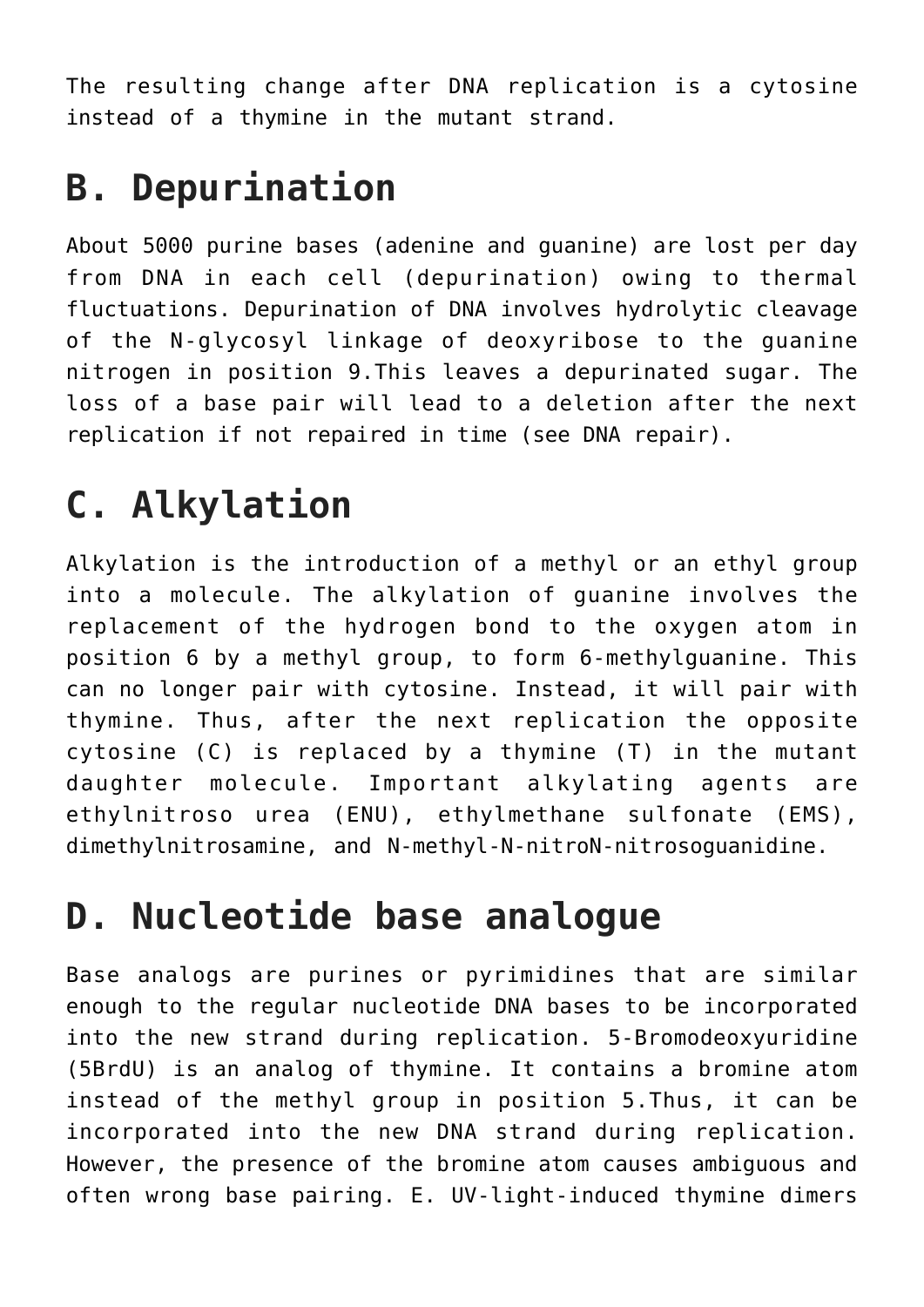The resulting change after DNA replication is a cytosine instead of a thymine in the mutant strand.

## B. Depurination

About 5000 purine bases (adenine and guanine) are lost per day from DNA in each cell (depurination) owing to thermal fluctuations. Depurination of DNA involves hydrolytic cleavage of the N-glycosyl linkage of deoxyribose to the guanine nitrogen in position 9.This leaves a depurinated sugar. The loss of a base pair will lead to a deletion after the next replication if not repaired in time (see DNA repair).

## C. Alkylation

Alkylation is the introduction of a methyl or an ethyl group into a molecule. The alkylation of guanine involves the replacement of the hydrogen bond to the oxygen atom in position 6 by a methyl group, to form 6-methylguanine. This can no longer pair with cytosine. Instead, it will pair with thymine. Thus, after the next replication the opposite cytosine (C) is replaced by a thymine (T) in the mutant daughter molecule. Important alkylating agents are ethylnitroso urea (ENU), ethylmethane sulfonate (EMS), dimethylnitrosamine, and N-methyl-N-nitroN-nitrosoguanidine.

## D. Nucleotide base analogue

Base analogs are purines or pyrimidines that are similar enough to the regular nucleotide DNA bases to be incorporated into the new strand during replication. 5-Bromodeoxyuridine (5BrdU) is an analog of thymine. It contains a bromine atom instead of the methyl group in position 5.Thus, it can be incorporated into the new DNA strand during replication. However, the presence of the bromine atom causes ambiguous and often wrong base pairing. E. UV-light-induced thymine dimers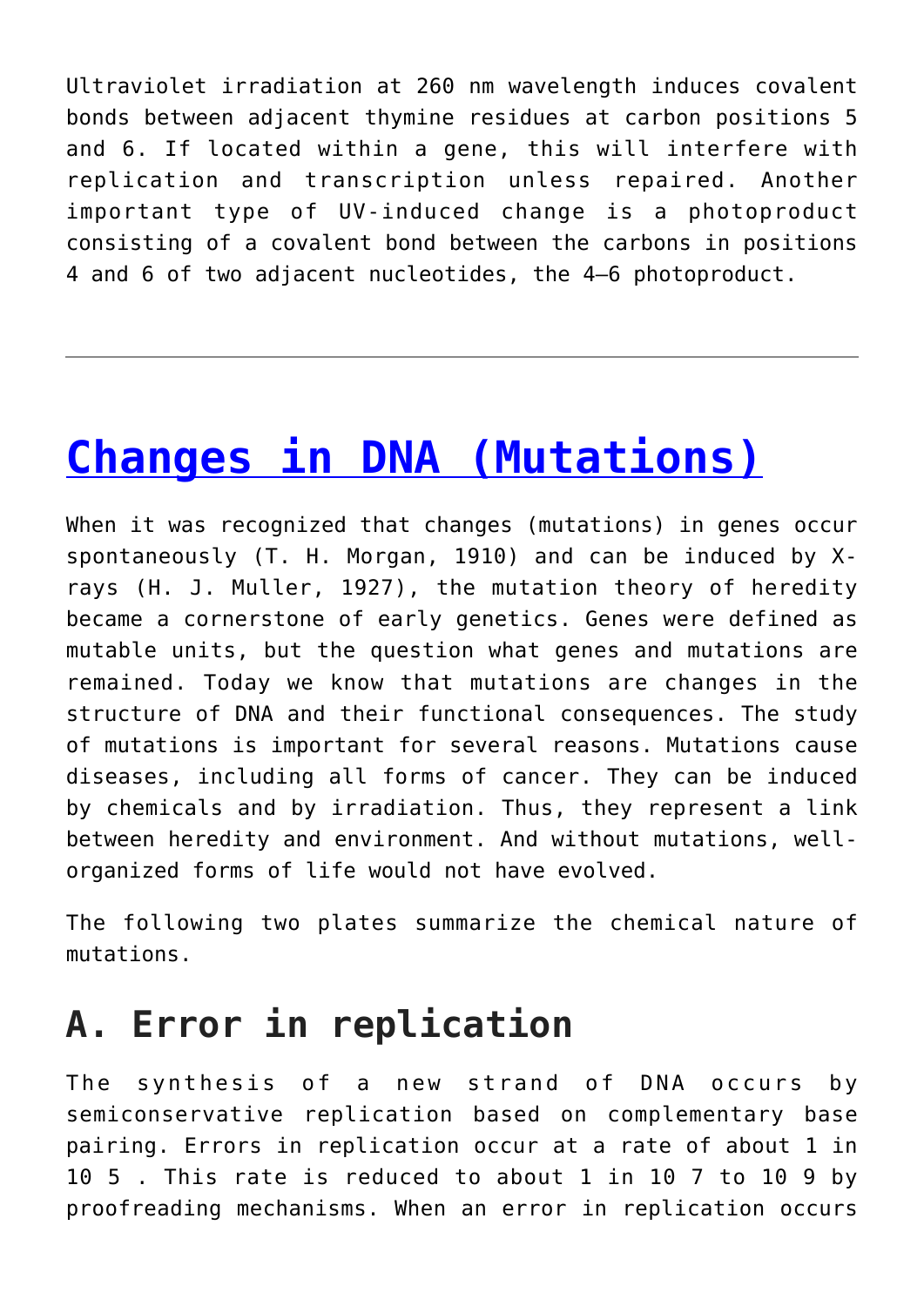Ultraviolet irradiation at 260 nm wavelength induces covalent bonds between adjacent thymine residues at carbon positions 5 and 6. If located within a gene, this will interfere with replication and transcription unless repaired. Another important type of UV-induced change is a photoproduct consisting of a covalent bond between the carbons in positions 4 and 6 of two adjacent nucleotides, the 4–6 photoproduct.

---

# [Changes in DNA (Mutations)]

When it was recognized that changes (mutations) in genes occur spontaneously (T. H. Morgan, 1910) and can be induced by X-rays (H. J. Muller, 1927), the mutation theory of heredity became a cornerstone of early genetics. Genes were defined as mutable units, but the question what genes and mutations are remained. Today we know that mutations are changes in the structure of DNA and their functional consequences. The study of mutations is important for several reasons. Mutations cause diseases, including all forms of cancer. They can be induced by chemicals and by irradiation. Thus, they represent a link between heredity and environment. And without mutations, well-organized forms of life would not have evolved.

The following two plates summarize the chemical nature of mutations.

## A. Error in replication

The synthesis of a new strand of DNA occurs by semiconservative replication based on complementary base pairing. Errors in replication occur at a rate of about 1 in $10^5$. This rate is reduced to about 1 in $10^7$ to $10^9$ by proofreading mechanisms. When an error in replication occurs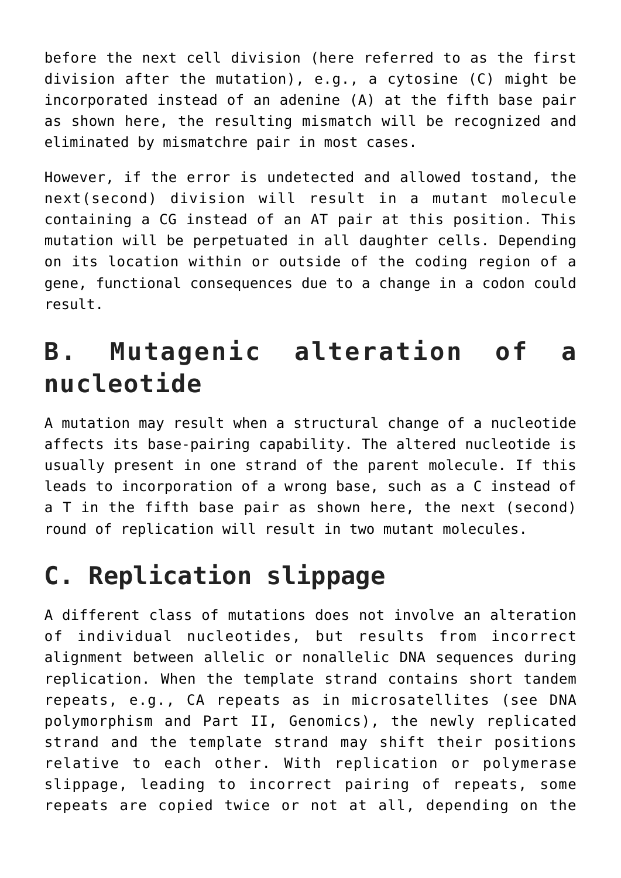before the next cell division (here referred to as the first division after the mutation), e.g., a cytosine (C) might be incorporated instead of an adenine (A) at the fifth base pair as shown here, the resulting mismatch will be recognized and eliminated by mismatchre pair in most cases.

However, if the error is undetected and allowed tostand, the next(second) division will result in a mutant molecule containing a CG instead of an AT pair at this position. This mutation will be perpetuated in all daughter cells. Depending on its location within or outside of the coding region of a gene, functional consequences due to a change in a codon could result.

## B. Mutagenic alteration of a nucleotide

A mutation may result when a structural change of a nucleotide affects its base-pairing capability. The altered nucleotide is usually present in one strand of the parent molecule. If this leads to incorporation of a wrong base, such as a C instead of a T in the fifth base pair as shown here, the next (second) round of replication will result in two mutant molecules.

## C. Replication slippage

A different class of mutations does not involve an alteration of individual nucleotides, but results from incorrect alignment between allelic or nonallelic DNA sequences during replication. When the template strand contains short tandem repeats, e.g., CA repeats as in microsatellites (see DNA polymorphism and Part II, Genomics), the newly replicated strand and the template strand may shift their positions relative to each other. With replication or polymerase slippage, leading to incorrect pairing of repeats, some repeats are copied twice or not at all, depending on the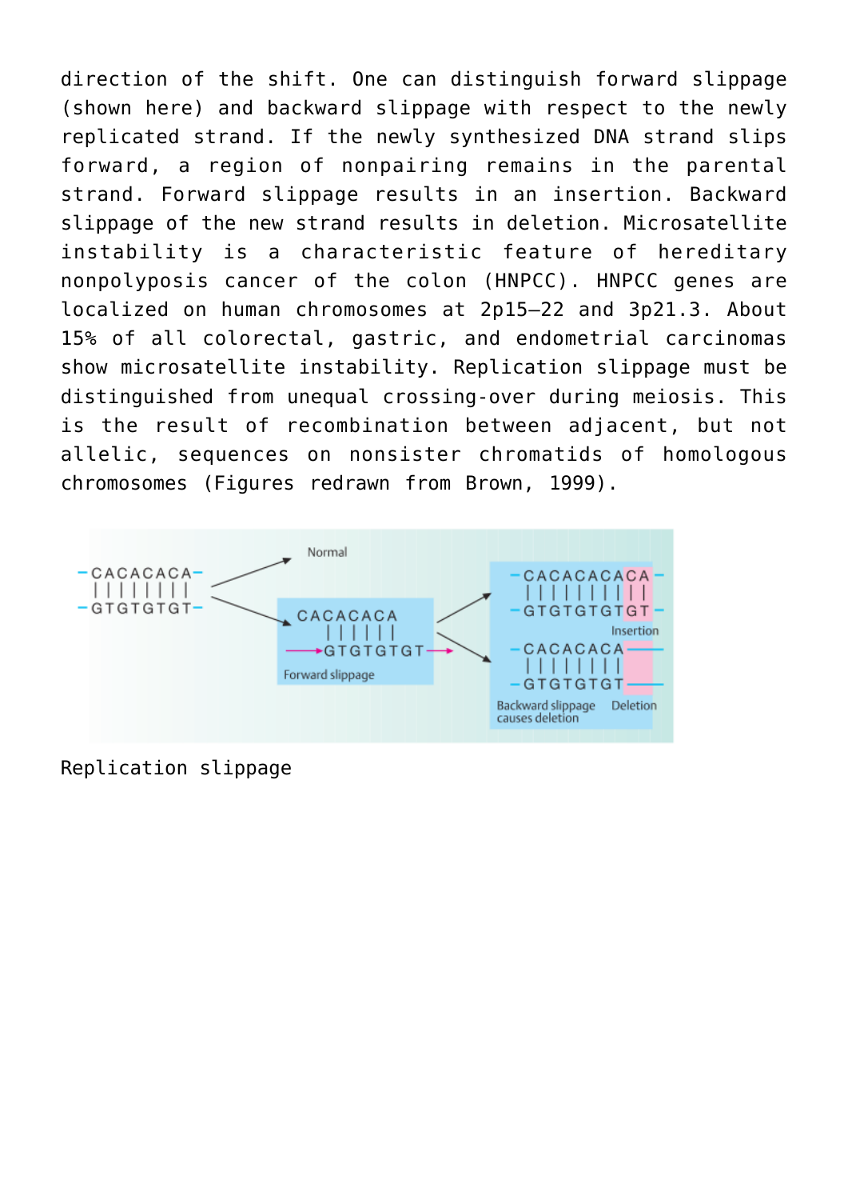direction of the shift. One can distinguish forward slippage (shown here) and backward slippage with respect to the newly replicated strand. If the newly synthesized DNA strand slips forward, a region of nonpairing remains in the parental strand. Forward slippage results in an insertion. Backward slippage of the new strand results in deletion. Microsatellite instability is a characteristic feature of hereditary nonpolyposis cancer of the colon (HNPCC). HNPCC genes are localized on human chromosomes at 2p15–22 and 3p21.3. About 15% of all colorectal, gastric, and endometrial carcinomas show microsatellite instability. Replication slippage must be distinguished from unequal crossing-over during meiosis. This is the result of recombination between adjacent, but not allelic, sequences on nonsister chromatids of homologous chromosomes (Figures redrawn from Brown, 1999).

CACACACA
GTGTGTGT
Normal
CACACACA
GTGTGTGT
Forward slippage
CACACACACA
GTGTGTGTGT
Insertion
CACACACA
GTGTGTGT
Backward slippage causes deletion
Deletion

Replication slippage